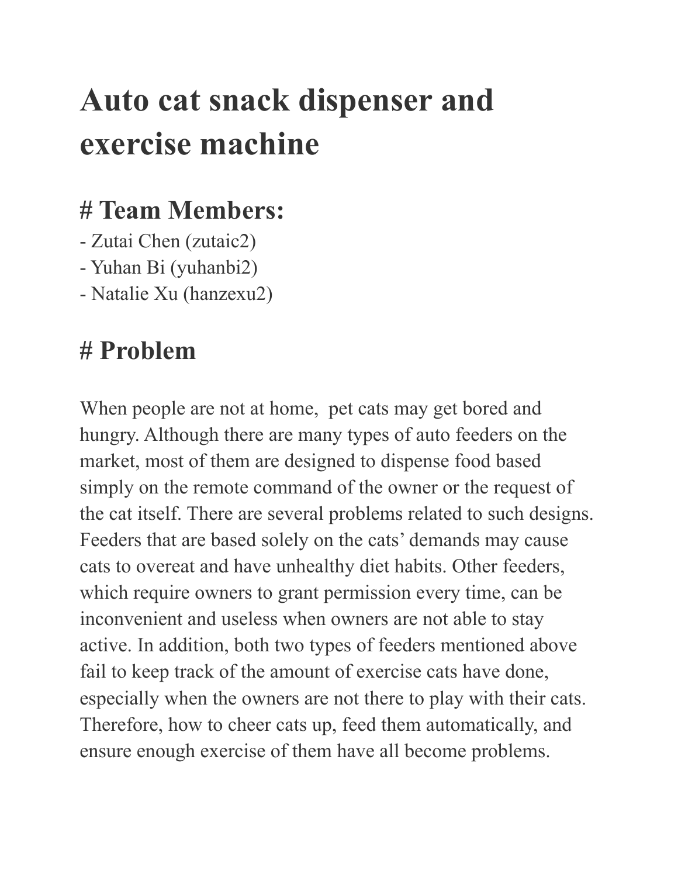# Auto cat snack dispenser and exercise machine

# Team Members:

- Zutai Chen (zutaic2)
- Yuhan Bi (yuhanbi2)
- Natalie Xu (hanzexu2)

# Problem

When people are not at home,  pet cats may get bored and hungry. Although there are many types of auto feeders on the market, most of them are designed to dispense food based simply on the remote command of the owner or the request of the cat itself. There are several problems related to such designs. Feeders that are based solely on the cats' demands may cause cats to overeat and have unhealthy diet habits. Other feeders, which require owners to grant permission every time, can be inconvenient and useless when owners are not able to stay active. In addition, both two types of feeders mentioned above fail to keep track of the amount of exercise cats have done, especially when the owners are not there to play with their cats. Therefore, how to cheer cats up, feed them automatically, and ensure enough exercise of them have all become problems.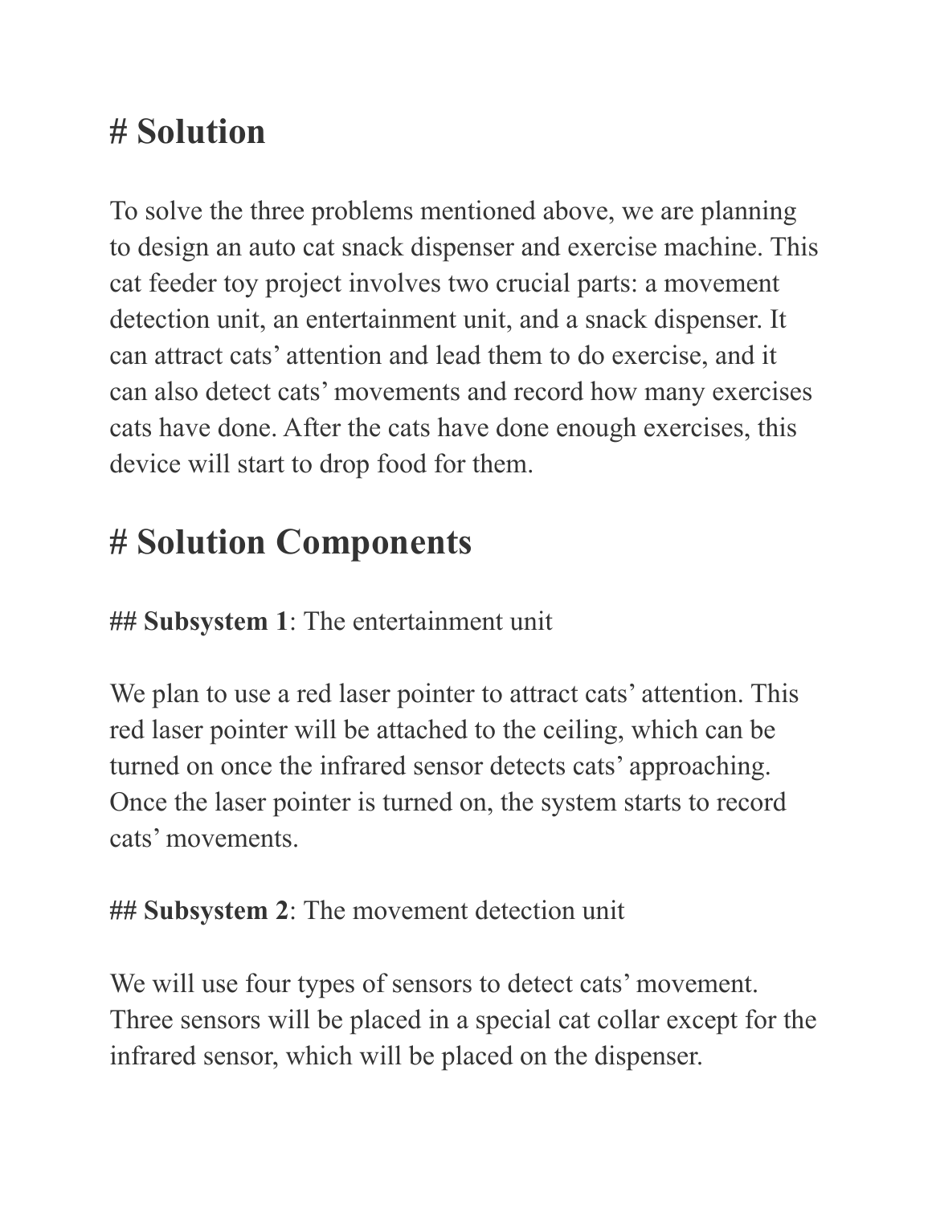# Solution

To solve the three problems mentioned above, we are planning to design an auto cat snack dispenser and exercise machine. This cat feeder toy project involves two crucial parts: a movement detection unit, an entertainment unit, and a snack dispenser. It can attract cats' attention and lead them to do exercise, and it can also detect cats' movements and record how many exercises cats have done. After the cats have done enough exercises, this device will start to drop food for them.

# Solution Components

## **Subsystem 1**: The entertainment unit

We plan to use a red laser pointer to attract cats' attention. This red laser pointer will be attached to the ceiling, which can be turned on once the infrared sensor detects cats' approaching. Once the laser pointer is turned on, the system starts to record cats' movements.

## **Subsystem 2**: The movement detection unit

We will use four types of sensors to detect cats' movement. Three sensors will be placed in a special cat collar except for the infrared sensor, which will be placed on the dispenser.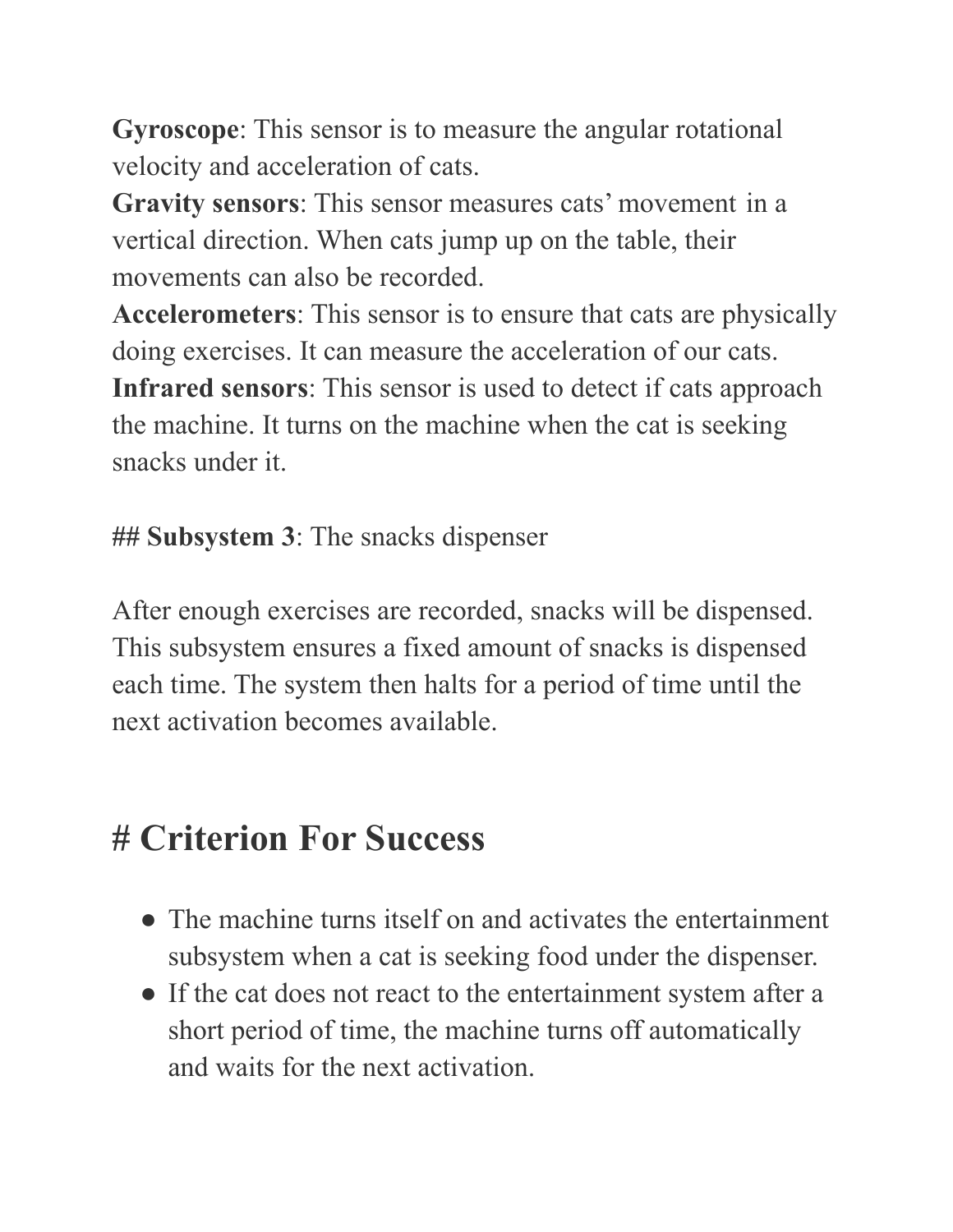**Gyroscope**: This sensor is to measure the angular rotational velocity and acceleration of cats.
**Gravity sensors**: This sensor measures cats' movement in a vertical direction. When cats jump up on the table, their movements can also be recorded.
**Accelerometers**: This sensor is to ensure that cats are physically doing exercises. It can measure the acceleration of our cats.
**Infrared sensors**: This sensor is used to detect if cats approach the machine. It turns on the machine when the cat is seeking snacks under it.

## **Subsystem 3**: The snacks dispenser

After enough exercises are recorded, snacks will be dispensed. This subsystem ensures a fixed amount of snacks is dispensed each time. The system then halts for a period of time until the next activation becomes available.

# Criterion For Success

- The machine turns itself on and activates the entertainment subsystem when a cat is seeking food under the dispenser.
- If the cat does not react to the entertainment system after a short period of time, the machine turns off automatically and waits for the next activation.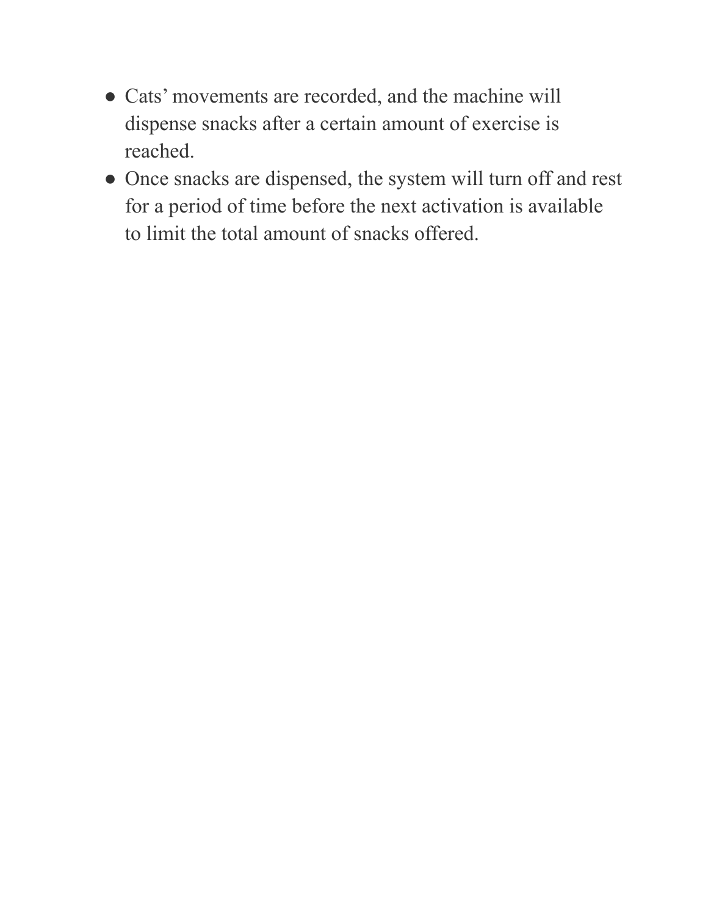- Cats' movements are recorded, and the machine will dispense snacks after a certain amount of exercise is reached.
- Once snacks are dispensed, the system will turn off and rest for a period of time before the next activation is available to limit the total amount of snacks offered.